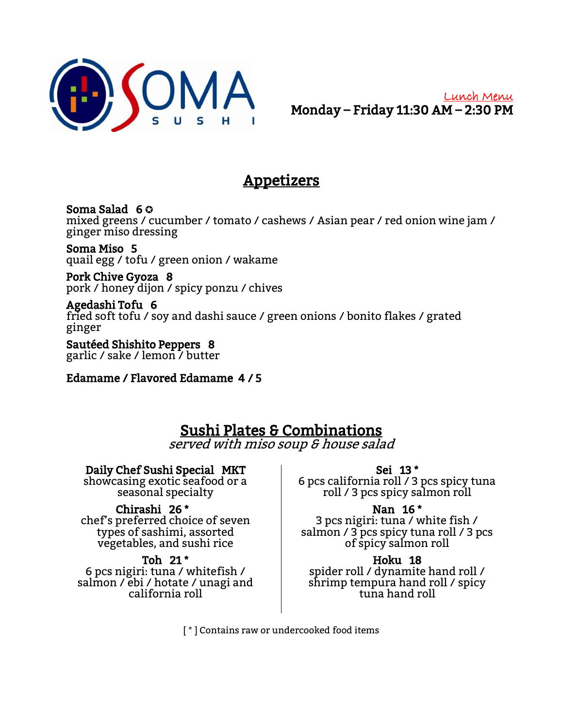# SOMA SUSHI

Lunch Menu

**Monday – Friday 11:30 AM – 2:30 PM**

## Appetizers

**Soma Salad 6** ✪
mixed greens / cucumber / tomato / cashews / Asian pear / red onion wine jam / ginger miso dressing

**Soma Miso 5**
quail egg / tofu / green onion / wakame

**Pork Chive Gyoza 8**
pork / honey dijon / spicy ponzu / chives

**Agedashi Tofu 6**
fried soft tofu / soy and dashi sauce / green onions / bonito flakes / grated ginger

**Sautéed Shishito Peppers 8**
garlic / sake / lemon / butter

**Edamame / Flavored Edamame 4 / 5**

## Sushi Plates & Combinations

*served with miso soup & house salad*

**Daily Chef Sushi Special MKT**
showcasing exotic seafood or a seasonal specialty

**Chirashi 26 \***
chef's preferred choice of seven types of sashimi, assorted vegetables, and sushi rice

**Toh 21 \***
6 pcs nigiri: tuna / whitefish / salmon / ebi / hotate / unagi and california roll

**Sei 13 \***
6 pcs california roll / 3 pcs spicy tuna roll / 3 pcs spicy salmon roll

**Nan 16 \***
3 pcs nigiri: tuna / white fish / salmon / 3 pcs spicy tuna roll / 3 pcs of spicy salmon roll

**Hoku 18**
spider roll / dynamite hand roll / shrimp tempura hand roll / spicy tuna hand roll

[ * ] Contains raw or undercooked food items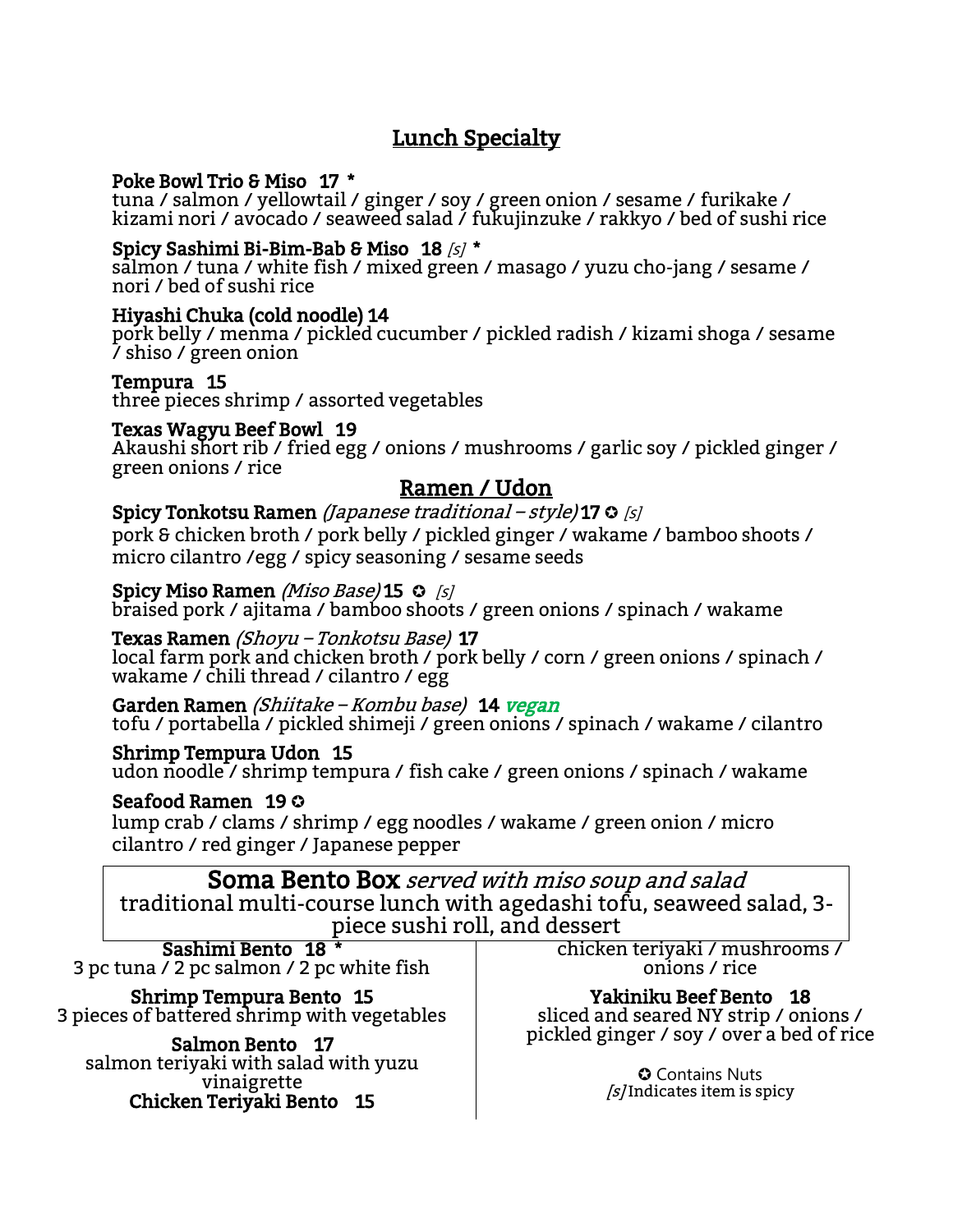## Lunch Specialty

**Poke Bowl Trio & Miso 17 ***
tuna / salmon / yellowtail / ginger / soy / green onion / sesame / furikake / kizami nori / avocado / seaweed salad / fukujinzuke / rakkyo / bed of sushi rice

**Spicy Sashimi Bi-Bim-Bab & Miso 18** *[s]* *
salmon / tuna / white fish / mixed green / masago / yuzu cho-jang / sesame / nori / bed of sushi rice

**Hiyashi Chuka (cold noodle) 14**
pork belly / menma / pickled cucumber / pickled radish / kizami shoga / sesame / shiso / green onion

**Tempura 15**
three pieces shrimp / assorted vegetables

**Texas Wagyu Beef Bowl 19**
Akaushi short rib / fried egg / onions / mushrooms / garlic soy / pickled ginger / green onions / rice

## Ramen / Udon

**Spicy Tonkotsu Ramen** *(Japanese traditional – style)* **17** ✪ *[s]*
pork & chicken broth / pork belly / pickled ginger / wakame / bamboo shoots / micro cilantro /egg / spicy seasoning / sesame seeds

**Spicy Miso Ramen** *(Miso Base)* **15** ✪ *[s]*
braised pork / ajitama / bamboo shoots / green onions / spinach / wakame

**Texas Ramen** *(Shoyu – Tonkotsu Base)* **17**
local farm pork and chicken broth / pork belly / corn / green onions / spinach / wakame / chili thread / cilantro / egg

**Garden Ramen** *(Shiitake – Kombu base)* **14** *vegan*
tofu / portabella / pickled shimeji / green onions / spinach / wakame / cilantro

**Shrimp Tempura Udon 15**
udon noodle / shrimp tempura / fish cake / green onions / spinach / wakame

**Seafood Ramen 19** ✪
lump crab / clams / shrimp / egg noodles / wakame / green onion / micro cilantro / red ginger / Japanese pepper

## Soma Bento Box *served with miso soup and salad*

traditional multi-course lunch with agedashi tofu, seaweed salad, 3-piece sushi roll, and dessert

**Sashimi Bento 18 ***
3 pc tuna / 2 pc salmon / 2 pc white fish

**Shrimp Tempura Bento 15**
3 pieces of battered shrimp with vegetables

**Salmon Bento 17**
salmon teriyaki with salad with yuzu vinaigrette

**Chicken Teriyaki Bento 15**
chicken teriyaki / mushrooms / onions / rice

**Yakiniku Beef Bento 18**
sliced and seared NY strip / onions / pickled ginger / soy / over a bed of rice

✪ Contains Nuts
*[s]* Indicates item is spicy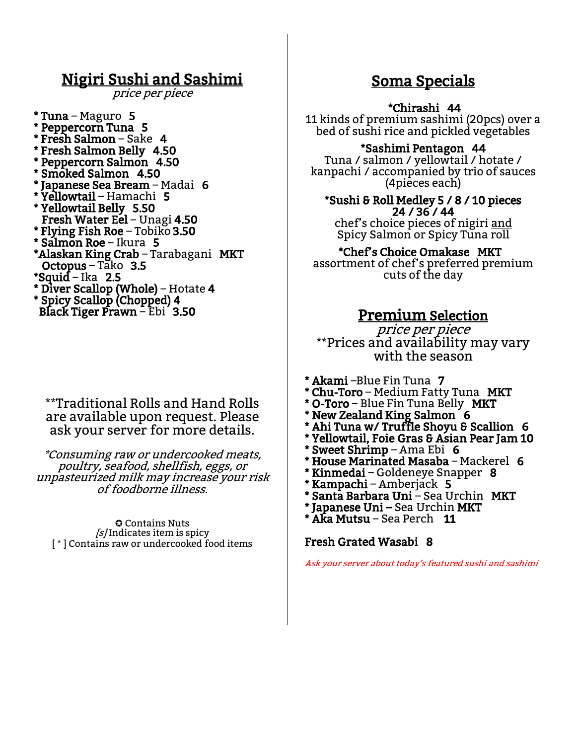## Nigiri Sushi and Sashimi

*price per piece*

**\* Tuna** – Maguro **5**
**\* Peppercorn Tuna 5**
**\* Fresh Salmon** – Sake **4**
**\* Fresh Salmon Belly 4.50**
**\* Peppercorn Salmon 4.50**
**\* Smoked Salmon 4.50**
**\* Japanese Sea Bream** – Madai **6**
**\* Yellowtail** – Hamachi **5**
**\* Yellowtail Belly 5.50**
**Fresh Water Eel** – Unagi **4.50**
**\* Flying Fish Roe** – Tobiko **3.50**
**\* Salmon Roe** – Ikura **5**
**\*Alaskan King Crab** – Tarabagani **MKT**
**Octopus** – Tako **3.5**
**\*Squid** – Ika **2.5**
**\* Diver Scallop (Whole)** – Hotate **4**
**\* Spicy Scallop (Chopped) 4**
**Black Tiger Prawn** – Ebi **3.50**

**Traditional Rolls and Hand Rolls are available upon request. Please ask your server for more details.

*\*Consuming raw or undercooked meats, poultry, seafood, shellfish, eggs, or unpasteurized milk may increase your risk of foodborne illness.*

✪ Contains Nuts
*[s]* Indicates item is spicy
[ * ] Contains raw or undercooked food items

## Soma Specials

**\*Chirashi 44**
11 kinds of premium sashimi (20pcs) over a bed of sushi rice and pickled vegetables

**\*Sashimi Pentagon 44**
Tuna / salmon / yellowtail / hotate / kanpachi / accompanied by trio of sauces (4pieces each)

**\*Sushi & Roll Medley 5 / 8 / 10 pieces**
**24 / 36 / 44**
chef's choice pieces of nigiri and Spicy Salmon or Spicy Tuna roll

**\*Chef's Choice Omakase MKT**
assortment of chef's preferred premium cuts of the day

## Premium Selection

*price per piece*
**Prices and availability may vary with the season

**\* Akami** –Blue Fin Tuna **7**
**\* Chu-Toro** – Medium Fatty Tuna **MKT**
**\* O-Toro** – Blue Fin Tuna Belly **MKT**
**\* New Zealand King Salmon 6**
**\* Ahi Tuna w/ Truffle Shoyu & Scallion 6**
**\* Yellowtail, Foie Gras & Asian Pear Jam 10**
**\* Sweet Shrimp** – Ama Ebi **6**
**\* House Marinated Masaba** – Mackerel **6**
**\* Kinmedai** – Goldeneye Snapper **8**
**\* Kampachi** – Amberjack **5**
**\* Santa Barbara Uni** – Sea Urchin **MKT**
**\* Japanese Uni** – Sea Urchin **MKT**
**\* Aka Mutsu** – Sea Perch **11**

**Fresh Grated Wasabi 8**

*Ask your server about today's featured sushi and sashimi*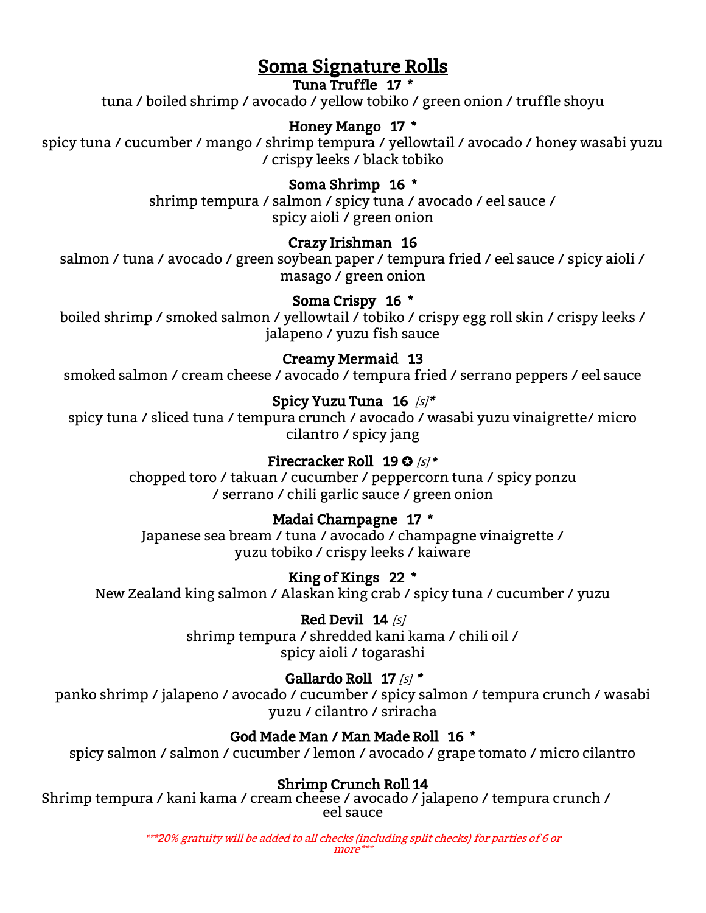# Soma Signature Rolls

**Tuna Truffle 17 ***
tuna / boiled shrimp / avocado / yellow tobiko / green onion / truffle shoyu

**Honey Mango 17 ***
spicy tuna / cucumber / mango / shrimp tempura / yellowtail / avocado / honey wasabi yuzu / crispy leeks / black tobiko

**Soma Shrimp 16 ***
shrimp tempura / salmon / spicy tuna / avocado / eel sauce / spicy aioli / green onion

**Crazy Irishman 16**
salmon / tuna / avocado / green soybean paper / tempura fried / eel sauce / spicy aioli / masago / green onion

**Soma Crispy 16 ***
boiled shrimp / smoked salmon / yellowtail / tobiko / crispy egg roll skin / crispy leeks / jalapeno / yuzu fish sauce

**Creamy Mermaid 13**
smoked salmon / cream cheese / avocado / tempura fried / serrano peppers / eel sauce

**Spicy Yuzu Tuna 16** *[s]** 
spicy tuna / sliced tuna / tempura crunch / avocado / wasabi yuzu vinaigrette/ micro cilantro / spicy jang

**Firecracker Roll 19 ✪** *[s]** 
chopped toro / takuan / cucumber / peppercorn tuna / spicy ponzu / serrano / chili garlic sauce / green onion

**Madai Champagne 17 ***
Japanese sea bream / tuna / avocado / champagne vinaigrette / yuzu tobiko / crispy leeks / kaiware

**King of Kings 22 ***
New Zealand king salmon / Alaskan king crab / spicy tuna / cucumber / yuzu

**Red Devil 14** *[s]*
shrimp tempura / shredded kani kama / chili oil / spicy aioli / togarashi

**Gallardo Roll 17** *[s]** 
panko shrimp / jalapeno / avocado / cucumber / spicy salmon / tempura crunch / wasabi yuzu / cilantro / sriracha

**God Made Man / Man Made Roll 16 ***
spicy salmon / salmon / cucumber / lemon / avocado / grape tomato / micro cilantro

**Shrimp Crunch Roll 14**
Shrimp tempura / kani kama / cream cheese / avocado / jalapeno / tempura crunch / eel sauce

****20% gratuity will be added to all checks (including split checks) for parties of 6 or more****